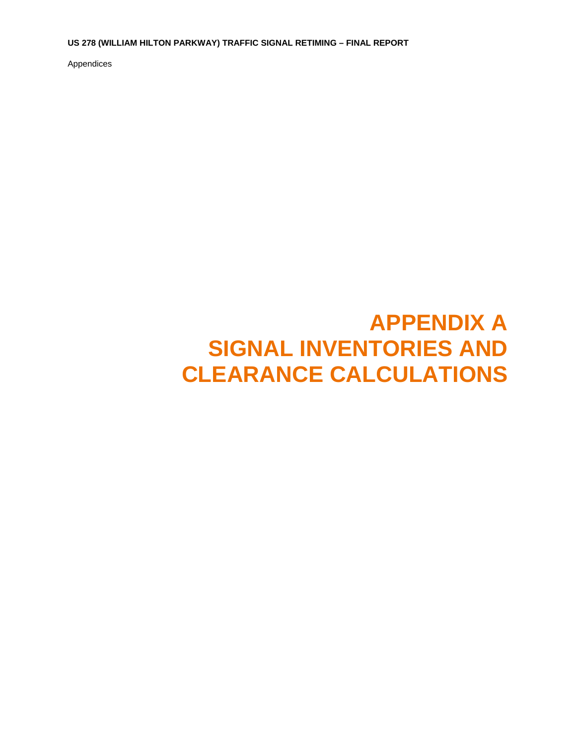# APPENDIX A
# SIGNAL INVENTORIES AND CLEARANCE CALCULATIONS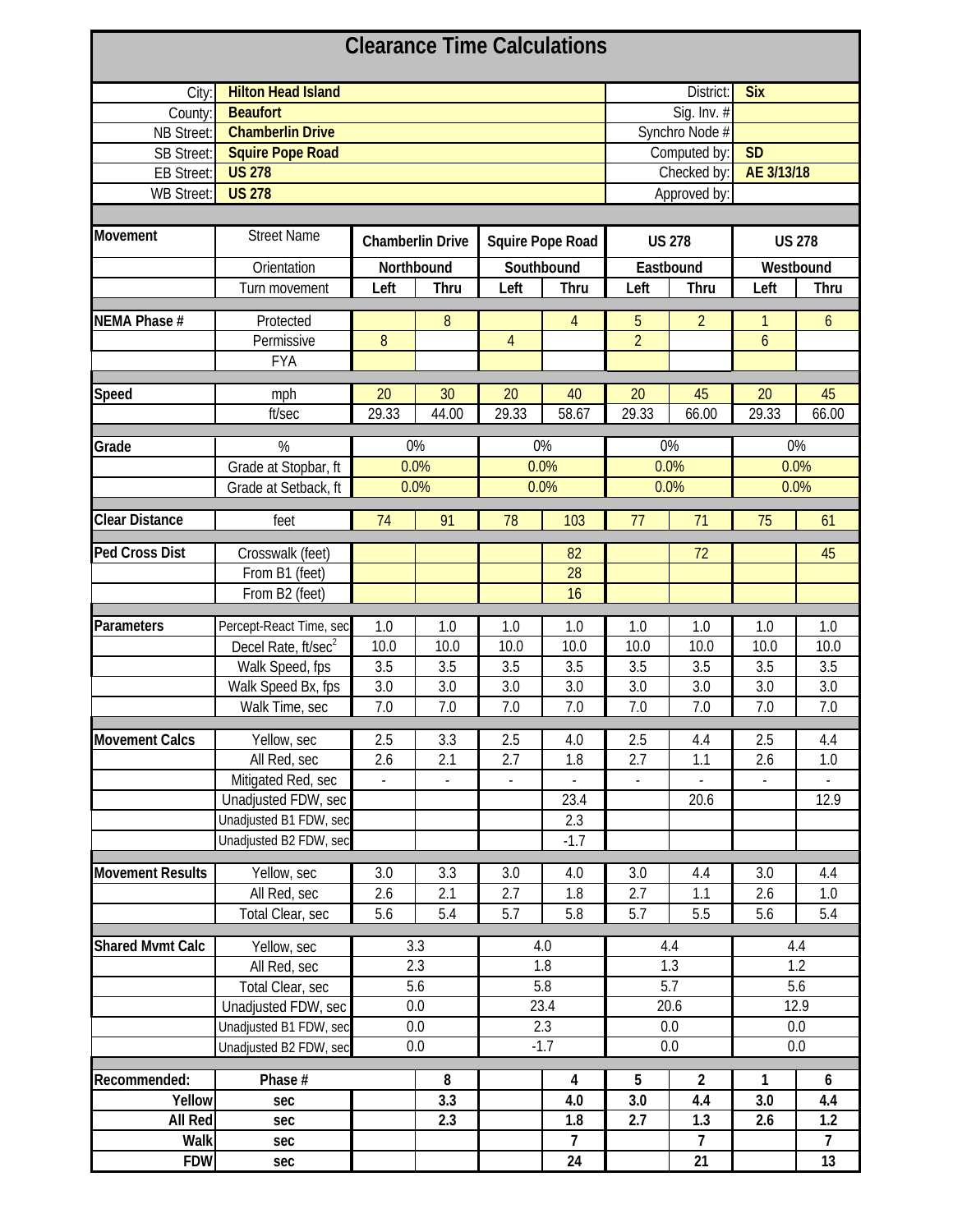# Clearance Time Calculations

| | | | |
|---|---|---|---|
| City: | Hilton Head Island | District: | Six |
| County: | Beaufort | Sig. Inv. # | |
| NB Street: | Chamberlin Drive | Synchro Node # | |
| SB Street: | Squire Pope Road | Computed by: | SD |
| EB Street: | US 278 | Checked by: | AE 3/13/18 |
| WB Street: | US 278 | Approved by: | |

| Movement | Street Name | Chamberlin Drive | | Squire Pope Road | | US 278 | | US 278 | |
|---|---|---|---|---|---|---|---|---|---|
| | Orientation | Northbound | | Southbound | | Eastbound | | Westbound | |
| | Turn movement | Left | Thru | Left | Thru | Left | Thru | Left | Thru |
| **NEMA Phase #** | Protected | | 8 | | 4 | 5 | 2 | 1 | 6 |
| | Permissive | 8 | | 4 | | 2 | | 6 | |
| | FYA | | | | | | | | |
| **Speed** | mph | 20 | 30 | 20 | 40 | 20 | 45 | 20 | 45 |
| | ft/sec | 29.33 | 44.00 | 29.33 | 58.67 | 29.33 | 66.00 | 29.33 | 66.00 |
| **Grade** | % | 0% | | 0% | | 0% | | 0% | |
| | Grade at Stopbar, ft | 0.0% | | 0.0% | | 0.0% | | 0.0% | |
| | Grade at Setback, ft | 0.0% | | 0.0% | | 0.0% | | 0.0% | |
| **Clear Distance** | feet | 74 | 91 | 78 | 103 | 77 | 71 | 75 | 61 |
| **Ped Cross Dist** | Crosswalk (feet) | | | | 82 | | 72 | | 45 |
| | From B1 (feet) | | | | 28 | | | | |
| | From B2 (feet) | | | | 16 | | | | |
| **Parameters** | Percept-React Time, sec | 1.0 | 1.0 | 1.0 | 1.0 | 1.0 | 1.0 | 1.0 | 1.0 |
| | Decel Rate, ft/sec$^2$ | 10.0 | 10.0 | 10.0 | 10.0 | 10.0 | 10.0 | 10.0 | 10.0 |
| | Walk Speed, fps | 3.5 | 3.5 | 3.5 | 3.5 | 3.5 | 3.5 | 3.5 | 3.5 |
| | Walk Speed Bx, fps | 3.0 | 3.0 | 3.0 | 3.0 | 3.0 | 3.0 | 3.0 | 3.0 |
| | Walk Time, sec | 7.0 | 7.0 | 7.0 | 7.0 | 7.0 | 7.0 | 7.0 | 7.0 |
| **Movement Calcs** | Yellow, sec | 2.5 | 3.3 | 2.5 | 4.0 | 2.5 | 4.4 | 2.5 | 4.4 |
| | All Red, sec | 2.6 | 2.1 | 2.7 | 1.8 | 2.7 | 1.1 | 2.6 | 1.0 |
| | Mitigated Red, sec | - | - | - | - | - | - | - | - |
| | Unadjusted FDW, sec | | | | 23.4 | | 20.6 | | 12.9 |
| | Unadjusted B1 FDW, sec | | | | 2.3 | | | | |
| | Unadjusted B2 FDW, sec | | | | -1.7 | | | | |
| **Movement Results** | Yellow, sec | 3.0 | 3.3 | 3.0 | 4.0 | 3.0 | 4.4 | 3.0 | 4.4 |
| | All Red, sec | 2.6 | 2.1 | 2.7 | 1.8 | 2.7 | 1.1 | 2.6 | 1.0 |
| | Total Clear, sec | 5.6 | 5.4 | 5.7 | 5.8 | 5.7 | 5.5 | 5.6 | 5.4 |
| **Shared Mvmt Calc** | Yellow, sec | 3.3 | | 4.0 | | 4.4 | | 4.4 | |
| | All Red, sec | 2.3 | | 1.8 | | 1.3 | | 1.2 | |
| | Total Clear, sec | 5.6 | | 5.8 | | 5.7 | | 5.6 | |
| | Unadjusted FDW, sec | 0.0 | | 23.4 | | 20.6 | | 12.9 | |
| | Unadjusted B1 FDW, sec | 0.0 | | 2.3 | | 0.0 | | 0.0 | |
| | Unadjusted B2 FDW, sec | 0.0 | | -1.7 | | 0.0 | | 0.0 | |
| **Recommended:** | **Phase #** | | **8** | | **4** | **5** | **2** | **1** | **6** |
| **Yellow** | **sec** | | **3.3** | | **4.0** | **3.0** | **4.4** | **3.0** | **4.4** |
| **All Red** | **sec** | | **2.3** | | **1.8** | **2.7** | **1.3** | **2.6** | **1.2** |
| **Walk** | **sec** | | | | **7** | | **7** | | **7** |
| **FDW** | **sec** | | | | **24** | | **21** | | **13** |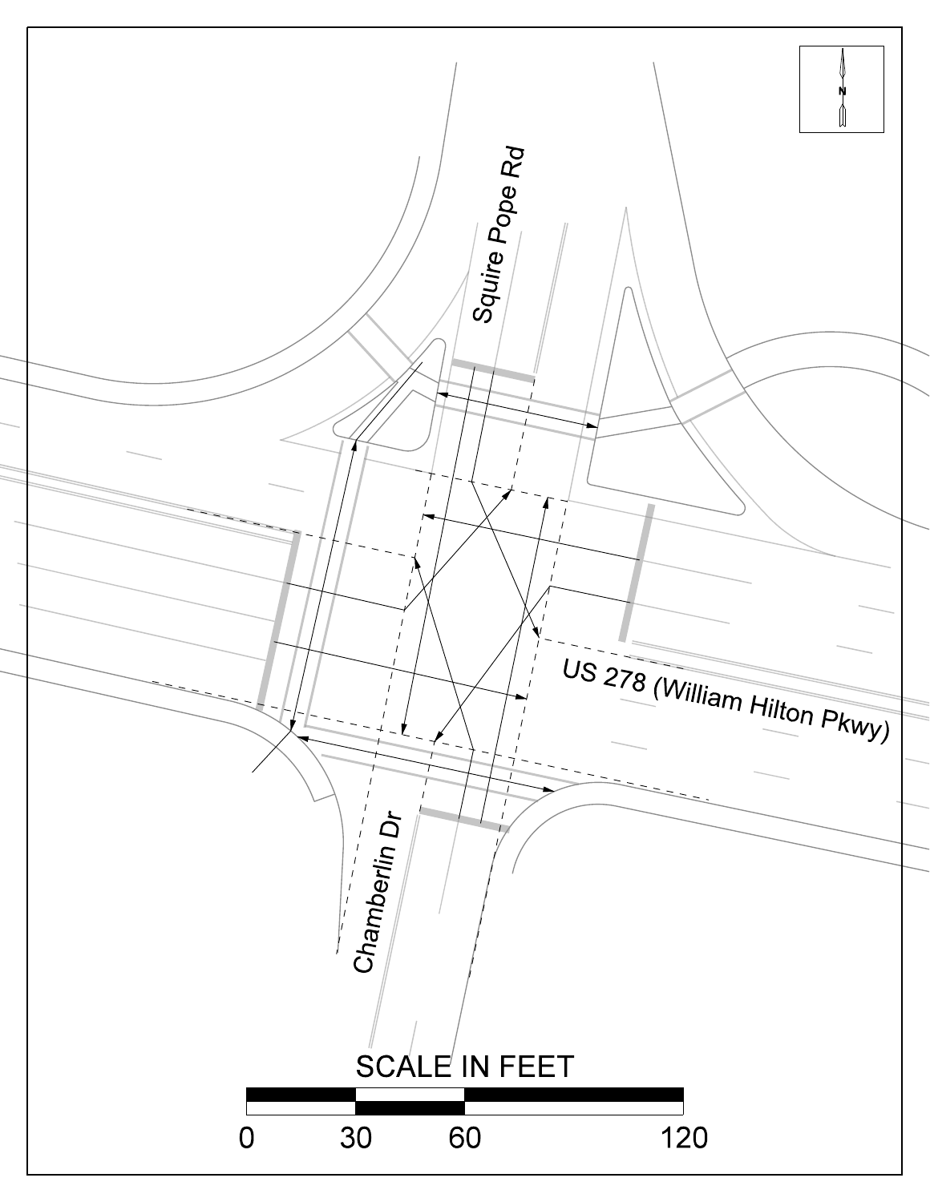N

Squire Pope Rd

US 278 (William Hilton Pkwy)

Chamberlin Dr

SCALE IN FEET

0 30 60 120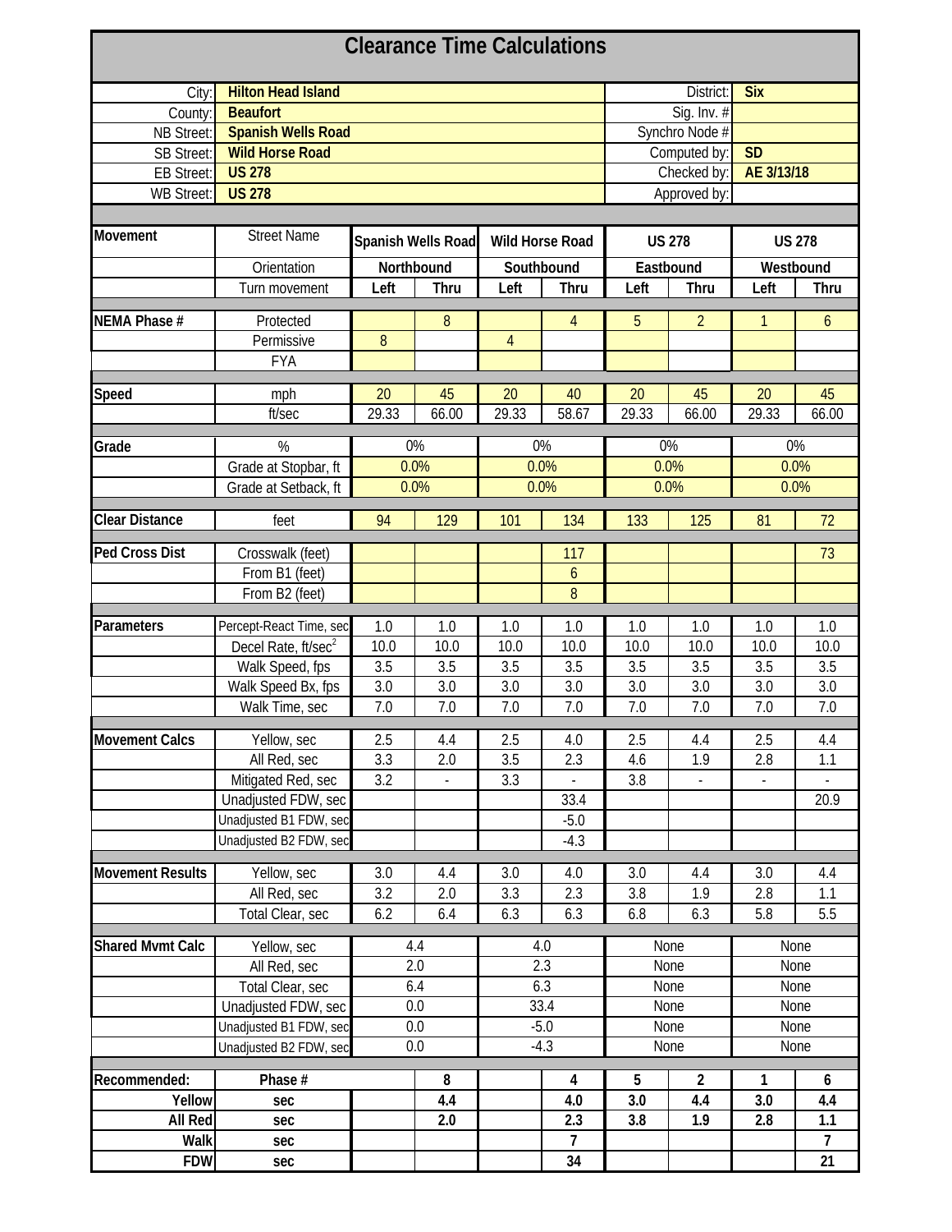# Clearance Time Calculations

| | | | |
|---|---|---|---|
| City: | Hilton Head Island | District: | Six |
| County: | Beaufort | Sig. Inv. # | |
| NB Street: | Spanish Wells Road | Synchro Node # | |
| SB Street: | Wild Horse Road | Computed by: | SD |
| EB Street: | US 278 | Checked by: | AE 3/13/18 |
| WB Street: | US 278 | Approved by: | |

| Movement | Street Name | Spanish Wells Road | | Wild Horse Road | | US 278 | | US 278 | |
|---|---|---|---|---|---|---|---|---|---|
| | Orientation | Northbound | | Southbound | | Eastbound | | Westbound | |
| | Turn movement | Left | Thru | Left | Thru | Left | Thru | Left | Thru |
| **NEMA Phase #** | Protected | | 8 | | 4 | 5 | 2 | 1 | 6 |
| | Permissive | 8 | | 4 | | | | | |
| | FYA | | | | | | | | |
| **Speed** | mph | 20 | 45 | 20 | 40 | 20 | 45 | 20 | 45 |
| | ft/sec | 29.33 | 66.00 | 29.33 | 58.67 | 29.33 | 66.00 | 29.33 | 66.00 |
| **Grade** | % | 0% | | 0% | | 0% | | 0% | |
| | Grade at Stopbar, ft | 0.0% | | 0.0% | | 0.0% | | 0.0% | |
| | Grade at Setback, ft | 0.0% | | 0.0% | | 0.0% | | 0.0% | |
| **Clear Distance** | feet | 94 | 129 | 101 | 134 | 133 | 125 | 81 | 72 |
| **Ped Cross Dist** | Crosswalk (feet) | | | | 117 | | | | 73 |
| | From B1 (feet) | | | | 6 | | | | |
| | From B2 (feet) | | | | 8 | | | | |
| **Parameters** | Percept-React Time, sec | 1.0 | 1.0 | 1.0 | 1.0 | 1.0 | 1.0 | 1.0 | 1.0 |
| | Decel Rate, ft/sec$^2$ | 10.0 | 10.0 | 10.0 | 10.0 | 10.0 | 10.0 | 10.0 | 10.0 |
| | Walk Speed, fps | 3.5 | 3.5 | 3.5 | 3.5 | 3.5 | 3.5 | 3.5 | 3.5 |
| | Walk Speed Bx, fps | 3.0 | 3.0 | 3.0 | 3.0 | 3.0 | 3.0 | 3.0 | 3.0 |
| | Walk Time, sec | 7.0 | 7.0 | 7.0 | 7.0 | 7.0 | 7.0 | 7.0 | 7.0 |
| **Movement Calcs** | Yellow, sec | 2.5 | 4.4 | 2.5 | 4.0 | 2.5 | 4.4 | 2.5 | 4.4 |
| | All Red, sec | 3.3 | 2.0 | 3.5 | 2.3 | 4.6 | 1.9 | 2.8 | 1.1 |
| | Mitigated Red, sec | 3.2 | - | 3.3 | - | 3.8 | - | - | - |
| | Unadjusted FDW, sec | | | | 33.4 | | | | 20.9 |
| | Unadjusted B1 FDW, sec | | | | -5.0 | | | | |
| | Unadjusted B2 FDW, sec | | | | -4.3 | | | | |
| **Movement Results** | Yellow, sec | 3.0 | 4.4 | 3.0 | 4.0 | 3.0 | 4.4 | 3.0 | 4.4 |
| | All Red, sec | 3.2 | 2.0 | 3.3 | 2.3 | 3.8 | 1.9 | 2.8 | 1.1 |
| | Total Clear, sec | 6.2 | 6.4 | 6.3 | 6.3 | 6.8 | 6.3 | 5.8 | 5.5 |
| **Shared Mvmt Calc** | Yellow, sec | 4.4 | | 4.0 | | None | | None | |
| | All Red, sec | 2.0 | | 2.3 | | None | | None | |
| | Total Clear, sec | 6.4 | | 6.3 | | None | | None | |
| | Unadjusted FDW, sec | 0.0 | | 33.4 | | None | | None | |
| | Unadjusted B1 FDW, sec | 0.0 | | -5.0 | | None | | None | |
| | Unadjusted B2 FDW, sec | 0.0 | | -4.3 | | None | | None | |
| **Recommended:** | **Phase #** | | **8** | | **4** | **5** | **2** | **1** | **6** |
| **Yellow** | **sec** | | **4.4** | | **4.0** | **3.0** | **4.4** | **3.0** | **4.4** |
| **All Red** | **sec** | | **2.0** | | **2.3** | **3.8** | **1.9** | **2.8** | **1.1** |
| **Walk** | **sec** | | | | **7** | | | | **7** |
| **FDW** | **sec** | | | | **34** | | | | **21** |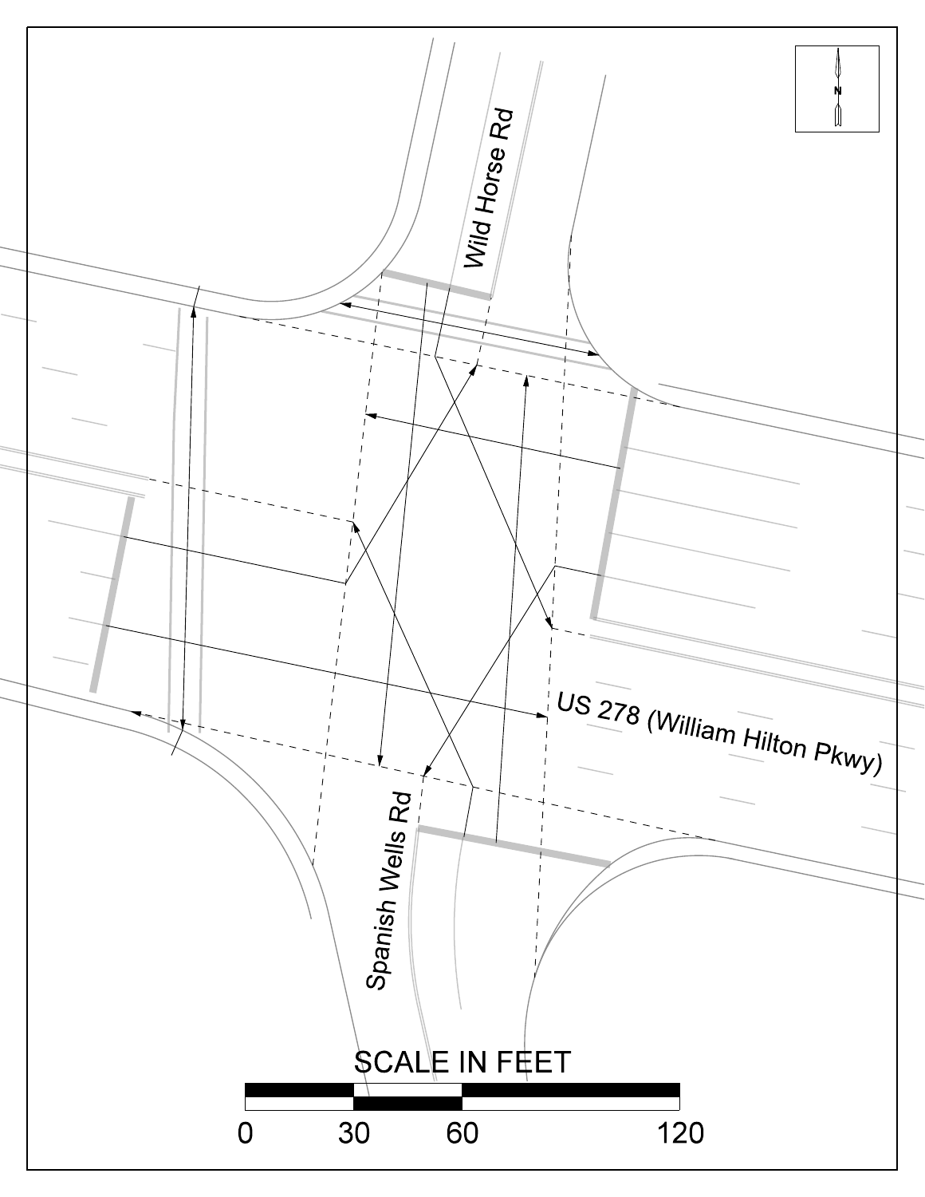Wild Horse Rd

US 278 (William Hilton Pkwy)

Spanish Wells Rd

SCALE IN FEET

0 30 60 120

N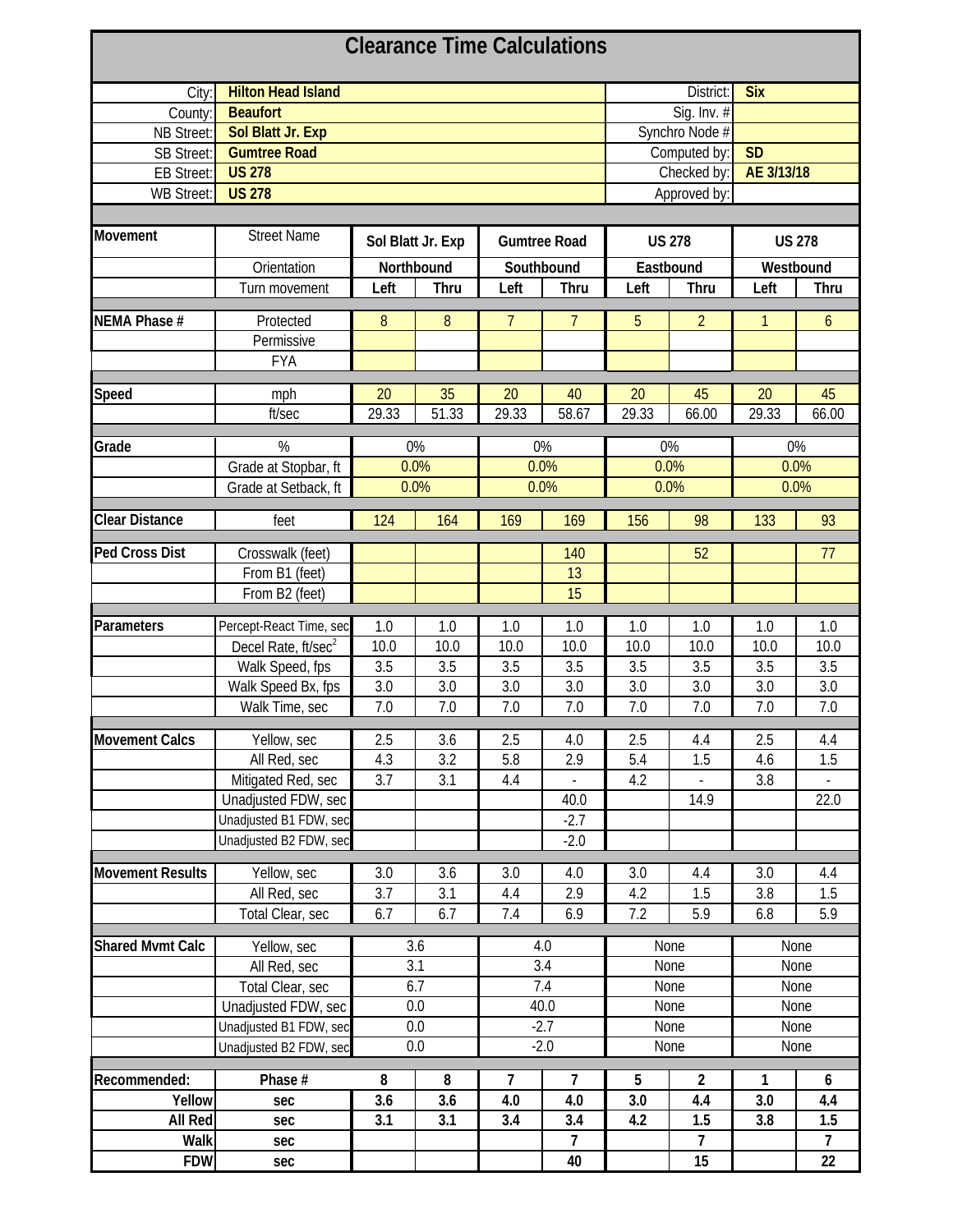# Clearance Time Calculations

| | | | |
|---|---|---|---|
| City: | Hilton Head Island | District: | Six |
| County: | Beaufort | Sig. Inv. # | |
| NB Street: | Sol Blatt Jr. Exp | Synchro Node # | |
| SB Street: | Gumtree Road | Computed by: | SD |
| EB Street: | US 278 | Checked by: | AE 3/13/18 |
| WB Street: | US 278 | Approved by: | |

| Movement | Street Name | Sol Blatt Jr. Exp | | Gumtree Road | | US 278 | | US 278 | |
|---|---|---|---|---|---|---|---|---|---|
| | Orientation | Northbound | | Southbound | | Eastbound | | Westbound | |
| | Turn movement | Left | Thru | Left | Thru | Left | Thru | Left | Thru |
| NEMA Phase # | Protected | 8 | 8 | 7 | 7 | 5 | 2 | 1 | 6 |
| | Permissive | | | | | | | | |
| | FYA | | | | | | | | |
| Speed | mph | 20 | 35 | 20 | 40 | 20 | 45 | 20 | 45 |
| | ft/sec | 29.33 | 51.33 | 29.33 | 58.67 | 29.33 | 66.00 | 29.33 | 66.00 |
| Grade | % | 0% | | 0% | | 0% | | 0% | |
| | Grade at Stopbar, ft | 0.0% | | 0.0% | | 0.0% | | 0.0% | |
| | Grade at Setback, ft | 0.0% | | 0.0% | | 0.0% | | 0.0% | |
| Clear Distance | feet | 124 | 164 | 169 | 169 | 156 | 98 | 133 | 93 |
| Ped Cross Dist | Crosswalk (feet) | | | | 140 | | 52 | | 77 |
| | From B1 (feet) | | | | 13 | | | | |
| | From B2 (feet) | | | | 15 | | | | |
| Parameters | Percept-React Time, sec | 1.0 | 1.0 | 1.0 | 1.0 | 1.0 | 1.0 | 1.0 | 1.0 |
| | Decel Rate, ft/sec$^2$ | 10.0 | 10.0 | 10.0 | 10.0 | 10.0 | 10.0 | 10.0 | 10.0 |
| | Walk Speed, fps | 3.5 | 3.5 | 3.5 | 3.5 | 3.5 | 3.5 | 3.5 | 3.5 |
| | Walk Speed Bx, fps | 3.0 | 3.0 | 3.0 | 3.0 | 3.0 | 3.0 | 3.0 | 3.0 |
| | Walk Time, sec | 7.0 | 7.0 | 7.0 | 7.0 | 7.0 | 7.0 | 7.0 | 7.0 |
| Movement Calcs | Yellow, sec | 2.5 | 3.6 | 2.5 | 4.0 | 2.5 | 4.4 | 2.5 | 4.4 |
| | All Red, sec | 4.3 | 3.2 | 5.8 | 2.9 | 5.4 | 1.5 | 4.6 | 1.5 |
| | Mitigated Red, sec | 3.7 | 3.1 | 4.4 | - | 4.2 | - | 3.8 | - |
| | Unadjusted FDW, sec | | | | 40.0 | | 14.9 | | 22.0 |
| | Unadjusted B1 FDW, sec | | | | -2.7 | | | | |
| | Unadjusted B2 FDW, sec | | | | -2.0 | | | | |
| Movement Results | Yellow, sec | 3.0 | 3.6 | 3.0 | 4.0 | 3.0 | 4.4 | 3.0 | 4.4 |
| | All Red, sec | 3.7 | 3.1 | 4.4 | 2.9 | 4.2 | 1.5 | 3.8 | 1.5 |
| | Total Clear, sec | 6.7 | 6.7 | 7.4 | 6.9 | 7.2 | 5.9 | 6.8 | 5.9 |
| Shared Mvmt Calc | Yellow, sec | 3.6 | | 4.0 | | None | | None | |
| | All Red, sec | 3.1 | | 3.4 | | None | | None | |
| | Total Clear, sec | 6.7 | | 7.4 | | None | | None | |
| | Unadjusted FDW, sec | 0.0 | | 40.0 | | None | | None | |
| | Unadjusted B1 FDW, sec | 0.0 | | -2.7 | | None | | None | |
| | Unadjusted B2 FDW, sec | 0.0 | | -2.0 | | None | | None | |
| **Recommended:** | **Phase #** | **8** | **8** | **7** | **7** | **5** | **2** | **1** | **6** |
| **Yellow** | **sec** | **3.6** | **3.6** | **4.0** | **4.0** | **3.0** | **4.4** | **3.0** | **4.4** |
| **All Red** | **sec** | **3.1** | **3.1** | **3.4** | **3.4** | **4.2** | **1.5** | **3.8** | **1.5** |
| **Walk** | **sec** | | | | **7** | | **7** | | **7** |
| **FDW** | **sec** | | | | **40** | | **15** | | **22** |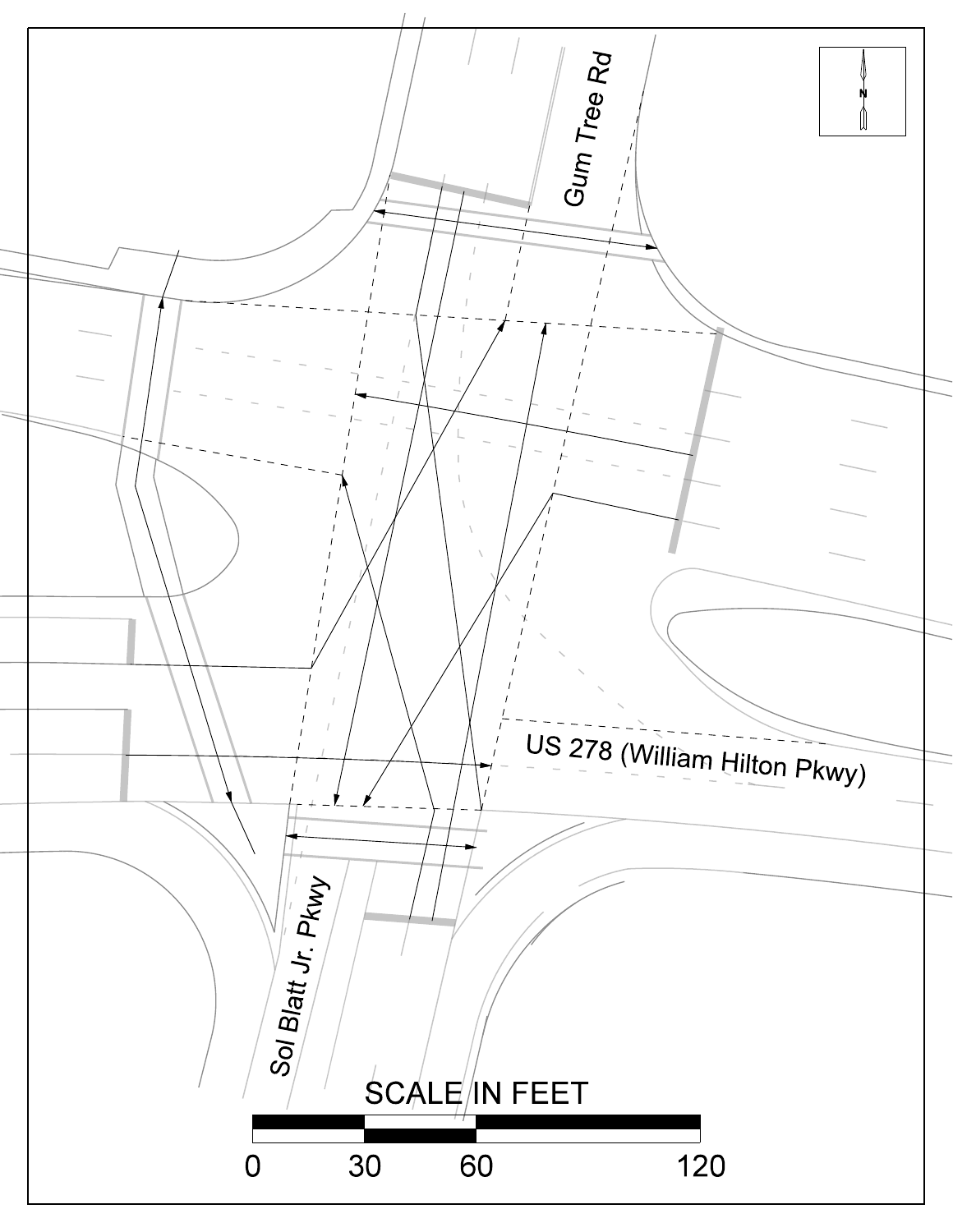Gum Tree Rd

US 278 (William Hilton Pkwy)

Sol Blatt Jr. Pkwy

N

SCALE IN FEET

0 30 60 120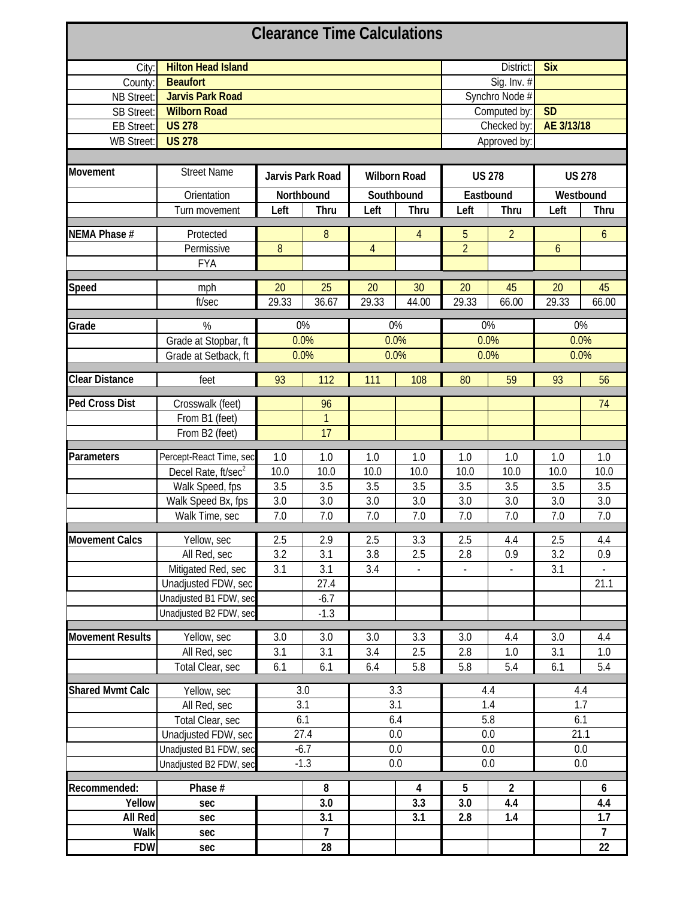# Clearance Time Calculations

| | | | |
|---|---|---|---|
| City: | Hilton Head Island | District: | Six |
| County: | Beaufort | Sig. Inv. # | |
| NB Street: | Jarvis Park Road | Synchro Node # | |
| SB Street: | Wilborn Road | Computed by: | SD |
| EB Street: | US 278 | Checked by: | AE 3/13/18 |
| WB Street: | US 278 | Approved by: | |

| Movement | Street Name | Jarvis Park Road | | Wilborn Road | | US 278 | | US 278 | |
|---|---|---|---|---|---|---|---|---|---|
| | Orientation | Northbound | | Southbound | | Eastbound | | Westbound | |
| | Turn movement | Left | Thru | Left | Thru | Left | Thru | Left | Thru |
| **NEMA Phase #** | Protected | | 8 | | 4 | 5 | 2 | | 6 |
| | Permissive | 8 | | 4 | | 2 | | 6 | |
| | FYA | | | | | | | | |
| **Speed** | mph | 20 | 25 | 20 | 30 | 20 | 45 | 20 | 45 |
| | ft/sec | 29.33 | 36.67 | 29.33 | 44.00 | 29.33 | 66.00 | 29.33 | 66.00 |
| **Grade** | % | 0% | | 0% | | 0% | | 0% | |
| | Grade at Stopbar, ft | 0.0% | | 0.0% | | 0.0% | | 0.0% | |
| | Grade at Setback, ft | 0.0% | | 0.0% | | 0.0% | | 0.0% | |
| **Clear Distance** | feet | 93 | 112 | 111 | 108 | 80 | 59 | 93 | 56 |
| **Ped Cross Dist** | Crosswalk (feet) | | 96 | | | | | | 74 |
| | From B1 (feet) | | 1 | | | | | | |
| | From B2 (feet) | | 17 | | | | | | |
| **Parameters** | Percept-React Time, sec | 1.0 | 1.0 | 1.0 | 1.0 | 1.0 | 1.0 | 1.0 | 1.0 |
| | Decel Rate, ft/sec$^2$ | 10.0 | 10.0 | 10.0 | 10.0 | 10.0 | 10.0 | 10.0 | 10.0 |
| | Walk Speed, fps | 3.5 | 3.5 | 3.5 | 3.5 | 3.5 | 3.5 | 3.5 | 3.5 |
| | Walk Speed Bx, fps | 3.0 | 3.0 | 3.0 | 3.0 | 3.0 | 3.0 | 3.0 | 3.0 |
| | Walk Time, sec | 7.0 | 7.0 | 7.0 | 7.0 | 7.0 | 7.0 | 7.0 | 7.0 |
| **Movement Calcs** | Yellow, sec | 2.5 | 2.9 | 2.5 | 3.3 | 2.5 | 4.4 | 2.5 | 4.4 |
| | All Red, sec | 3.2 | 3.1 | 3.8 | 2.5 | 2.8 | 0.9 | 3.2 | 0.9 |
| | Mitigated Red, sec | 3.1 | 3.1 | 3.4 | - | - | - | 3.1 | - |
| | Unadjusted FDW, sec | | 27.4 | | | | | | 21.1 |
| | Unadjusted B1 FDW, sec | | -6.7 | | | | | | |
| | Unadjusted B2 FDW, sec | | -1.3 | | | | | | |
| **Movement Results** | Yellow, sec | 3.0 | 3.0 | 3.0 | 3.3 | 3.0 | 4.4 | 3.0 | 4.4 |
| | All Red, sec | 3.1 | 3.1 | 3.4 | 2.5 | 2.8 | 1.0 | 3.1 | 1.0 |
| | Total Clear, sec | 6.1 | 6.1 | 6.4 | 5.8 | 5.8 | 5.4 | 6.1 | 5.4 |
| **Shared Mvmt Calc** | Yellow, sec | 3.0 | | 3.3 | | 4.4 | | 4.4 | |
| | All Red, sec | 3.1 | | 3.1 | | 1.4 | | 1.7 | |
| | Total Clear, sec | 6.1 | | 6.4 | | 5.8 | | 6.1 | |
| | Unadjusted FDW, sec | 27.4 | | 0.0 | | 0.0 | | 21.1 | |
| | Unadjusted B1 FDW, sec | -6.7 | | 0.0 | | 0.0 | | 0.0 | |
| | Unadjusted B2 FDW, sec | -1.3 | | 0.0 | | 0.0 | | 0.0 | |
| **Recommended:** | **Phase #** | | **8** | | **4** | **5** | **2** | | **6** |
| **Yellow** | **sec** | | **3.0** | | **3.3** | **3.0** | **4.4** | | **4.4** |
| **All Red** | **sec** | | **3.1** | | **3.1** | **2.8** | **1.4** | | **1.7** |
| **Walk** | **sec** | | **7** | | | | | | **7** |
| **FDW** | **sec** | | **28** | | | | | | **22** |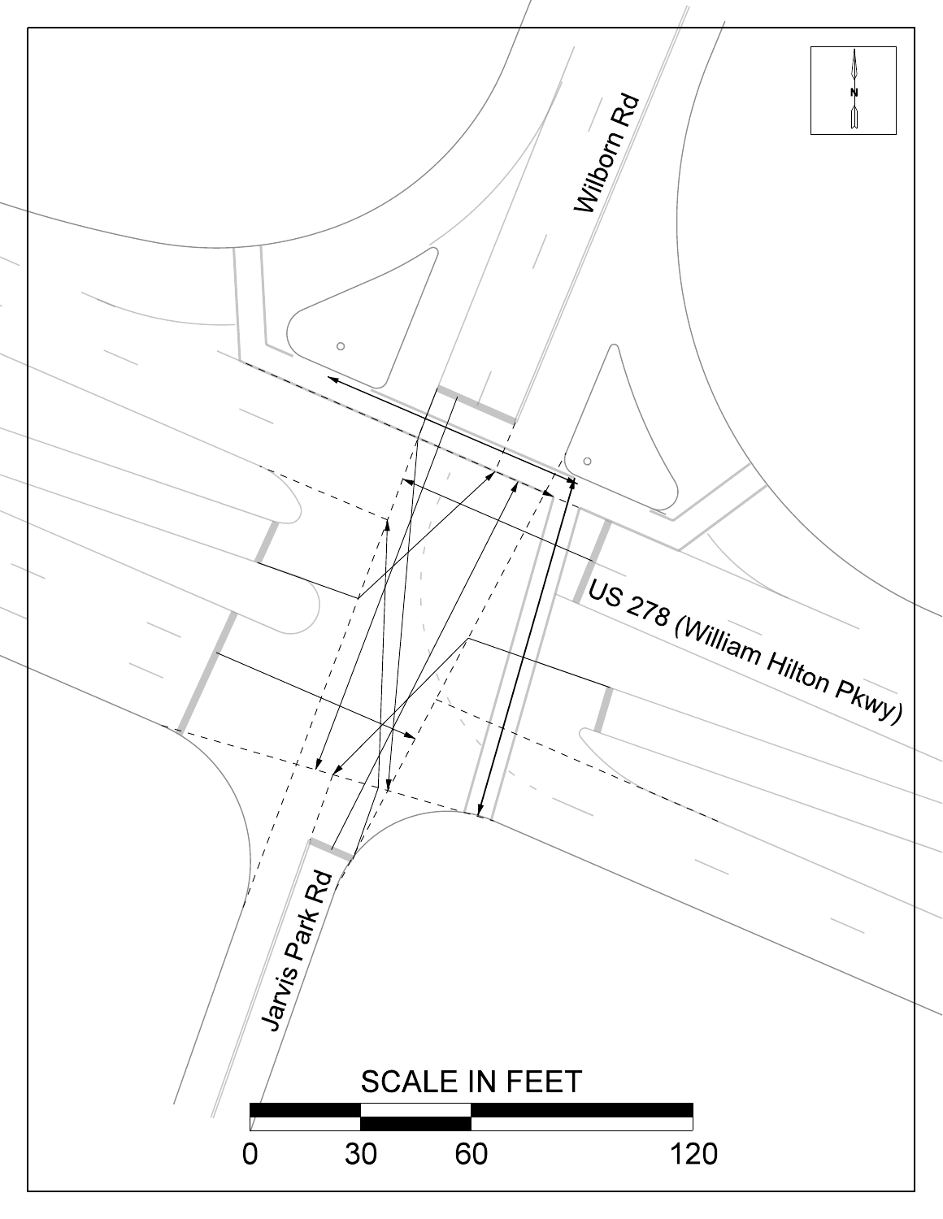Wilborn Rd

N

US 278 (William Hilton Pkwy)

Jarvis Park Rd

SCALE IN FEET

0 30 60 120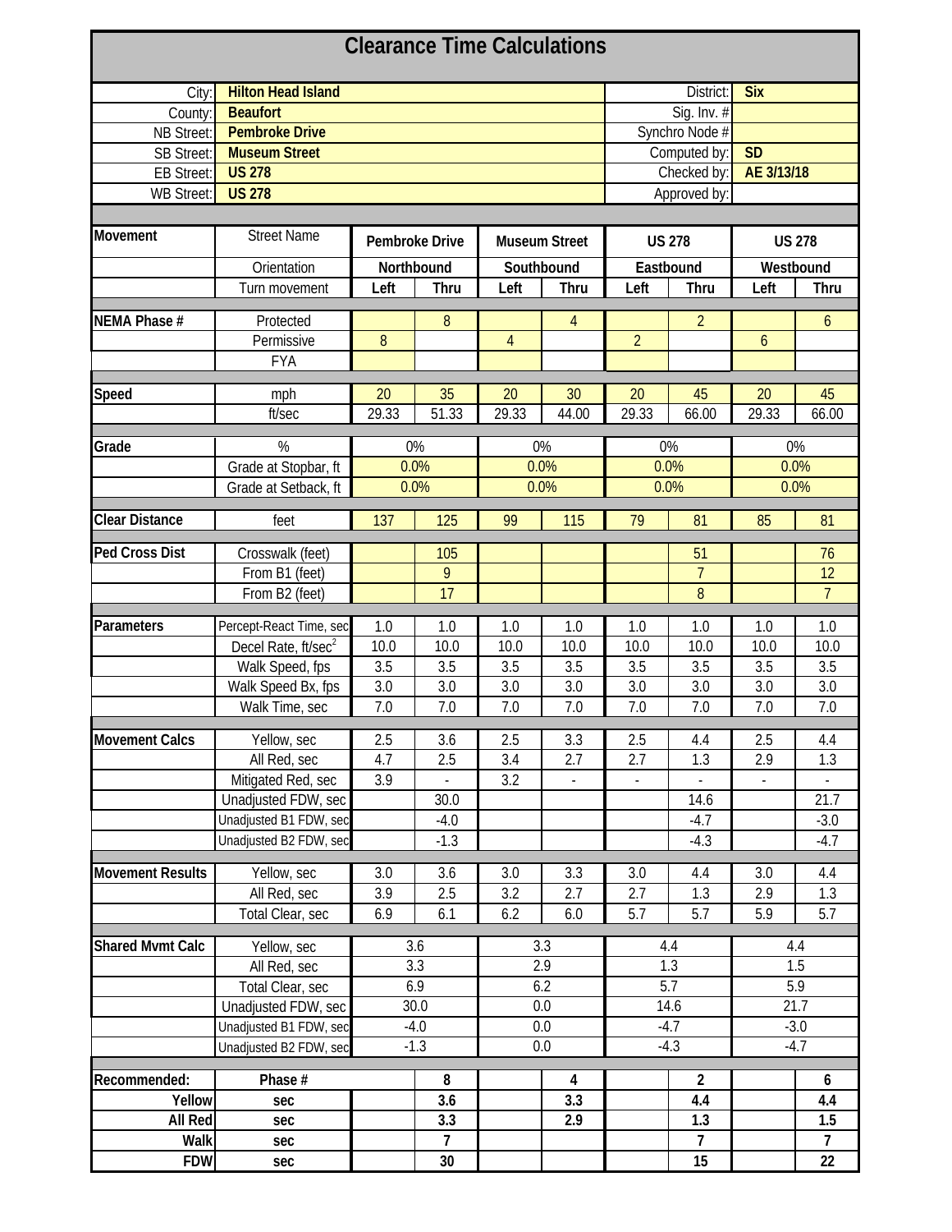# Clearance Time Calculations

| | | | |
|---|---|---|---|
| City: | Hilton Head Island | District: | Six |
| County: | Beaufort | Sig. Inv. # | |
| NB Street: | Pembroke Drive | Synchro Node # | |
| SB Street: | Museum Street | Computed by: | SD |
| EB Street: | US 278 | Checked by: | AE 3/13/18 |
| WB Street: | US 278 | Approved by: | |

| Movement | Street Name | Pembroke Drive | | Museum Street | | US 278 | | US 278 | |
|---|---|---|---|---|---|---|---|---|---|
| | Orientation | Northbound | | Southbound | | Eastbound | | Westbound | |
| | Turn movement | Left | Thru | Left | Thru | Left | Thru | Left | Thru |
| NEMA Phase # | Protected | | 8 | | 4 | | 2 | | 6 |
| | Permissive | 8 | | 4 | | 2 | | 6 | |
| | FYA | | | | | | | | |
| Speed | mph | 20 | 35 | 20 | 30 | 20 | 45 | 20 | 45 |
| | ft/sec | 29.33 | 51.33 | 29.33 | 44.00 | 29.33 | 66.00 | 29.33 | 66.00 |
| Grade | % | 0% | | 0% | | 0% | | 0% | |
| | Grade at Stopbar, ft | 0.0% | | 0.0% | | 0.0% | | 0.0% | |
| | Grade at Setback, ft | 0.0% | | 0.0% | | 0.0% | | 0.0% | |
| Clear Distance | feet | 137 | 125 | 99 | 115 | 79 | 81 | 85 | 81 |
| Ped Cross Dist | Crosswalk (feet) | | 105 | | | | 51 | | 76 |
| | From B1 (feet) | | 9 | | | | 7 | | 12 |
| | From B2 (feet) | | 17 | | | | 8 | | 7 |
| Parameters | Percept-React Time, sec | 1.0 | 1.0 | 1.0 | 1.0 | 1.0 | 1.0 | 1.0 | 1.0 |
| | Decel Rate, ft/sec$^2$ | 10.0 | 10.0 | 10.0 | 10.0 | 10.0 | 10.0 | 10.0 | 10.0 |
| | Walk Speed, fps | 3.5 | 3.5 | 3.5 | 3.5 | 3.5 | 3.5 | 3.5 | 3.5 |
| | Walk Speed Bx, fps | 3.0 | 3.0 | 3.0 | 3.0 | 3.0 | 3.0 | 3.0 | 3.0 |
| | Walk Time, sec | 7.0 | 7.0 | 7.0 | 7.0 | 7.0 | 7.0 | 7.0 | 7.0 |
| Movement Calcs | Yellow, sec | 2.5 | 3.6 | 2.5 | 3.3 | 2.5 | 4.4 | 2.5 | 4.4 |
| | All Red, sec | 4.7 | 2.5 | 3.4 | 2.7 | 2.7 | 1.3 | 2.9 | 1.3 |
| | Mitigated Red, sec | 3.9 | - | 3.2 | - | - | - | - | - |
| | Unadjusted FDW, sec | | 30.0 | | | | 14.6 | | 21.7 |
| | Unadjusted B1 FDW, sec | | -4.0 | | | | -4.7 | | -3.0 |
| | Unadjusted B2 FDW, sec | | -1.3 | | | | -4.3 | | -4.7 |
| Movement Results | Yellow, sec | 3.0 | 3.6 | 3.0 | 3.3 | 3.0 | 4.4 | 3.0 | 4.4 |
| | All Red, sec | 3.9 | 2.5 | 3.2 | 2.7 | 2.7 | 1.3 | 2.9 | 1.3 |
| | Total Clear, sec | 6.9 | 6.1 | 6.2 | 6.0 | 5.7 | 5.7 | 5.9 | 5.7 |
| Shared Mvmt Calc | Yellow, sec | 3.6 | | 3.3 | | 4.4 | | 4.4 | |
| | All Red, sec | 3.3 | | 2.9 | | 1.3 | | 1.5 | |
| | Total Clear, sec | 6.9 | | 6.2 | | 5.7 | | 5.9 | |
| | Unadjusted FDW, sec | 30.0 | | 0.0 | | 14.6 | | 21.7 | |
| | Unadjusted B1 FDW, sec | -4.0 | | 0.0 | | -4.7 | | -3.0 | |
| | Unadjusted B2 FDW, sec | -1.3 | | 0.0 | | -4.3 | | -4.7 | |
| **Recommended:** | **Phase #** | | **8** | | **4** | | **2** | | **6** |
| **Yellow** | **sec** | | **3.6** | | **3.3** | | **4.4** | | **4.4** |
| **All Red** | **sec** | | **3.3** | | **2.9** | | **1.3** | | **1.5** |
| **Walk** | **sec** | | **7** | | | | **7** | | **7** |
| **FDW** | **sec** | | **30** | | | | **15** | | **22** |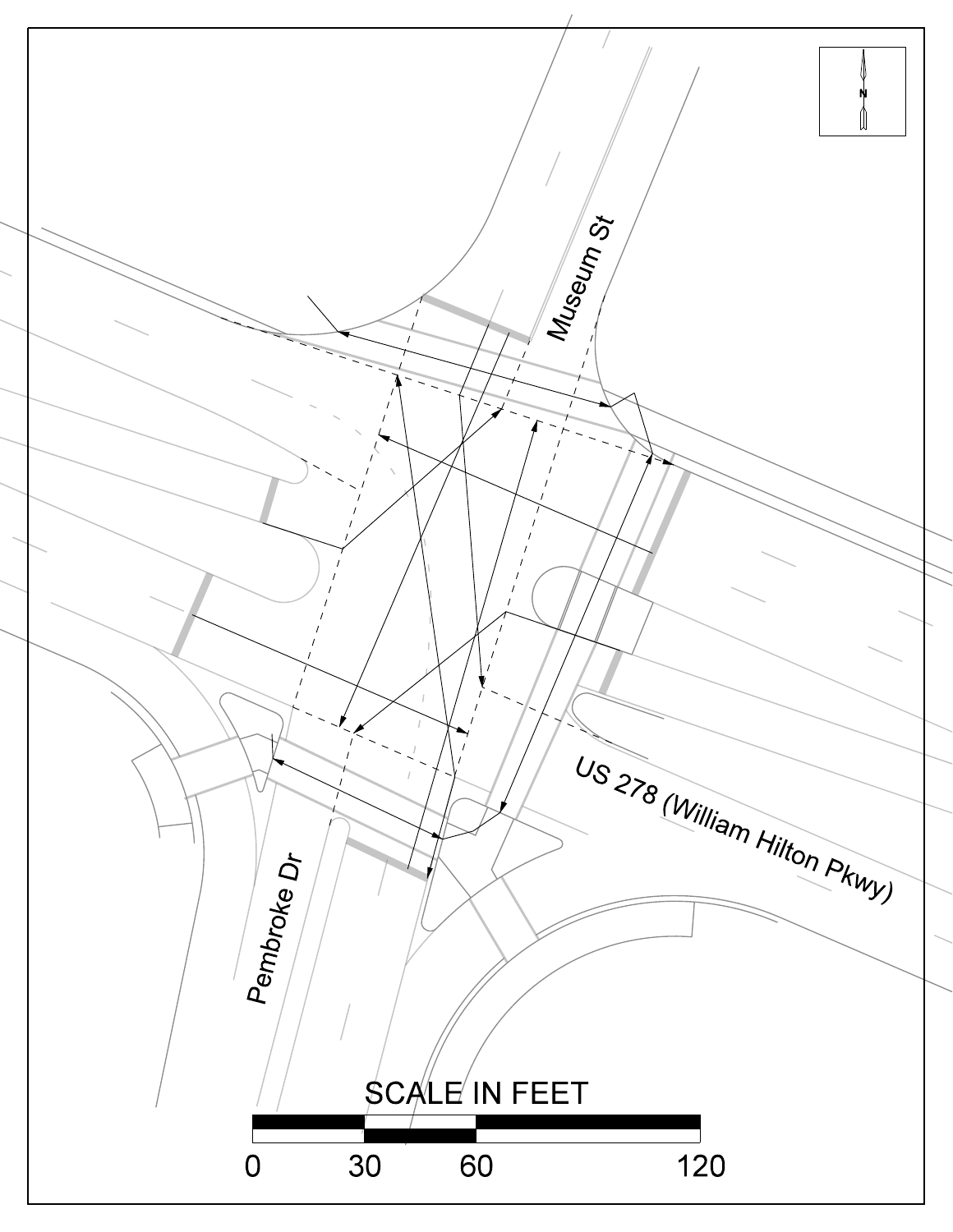Museum St

US 278 (William Hilton Pkwy)

Pembroke Dr

N

SCALE IN FEET

0 30 60 120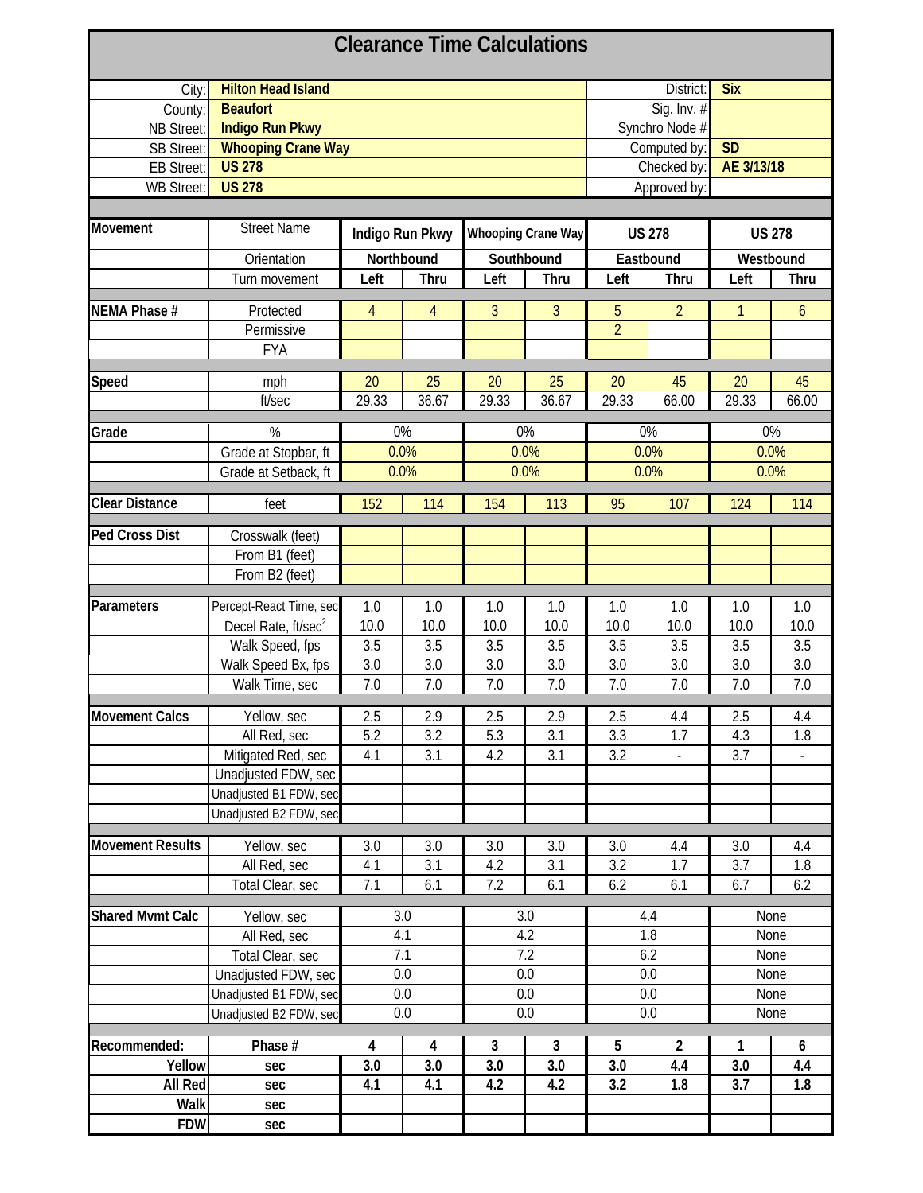# Clearance Time Calculations

| | | | |
|---|---|---|---|
| City: | Hilton Head Island | District: | Six |
| County: | Beaufort | Sig. Inv. # | |
| NB Street: | Indigo Run Pkwy | Synchro Node # | |
| SB Street: | Whooping Crane Way | Computed by: | SD |
| EB Street: | US 278 | Checked by: | AE 3/13/18 |
| WB Street: | US 278 | Approved by: | |

| Movement | Street Name | Indigo Run Pkwy | | Whooping Crane Way | | US 278 | | US 278 | |
|---|---|---|---|---|---|---|---|---|---|
| | Orientation | Northbound | | Southbound | | Eastbound | | Westbound | |
| | Turn movement | Left | Thru | Left | Thru | Left | Thru | Left | Thru |
| NEMA Phase # | Protected | 4 | 4 | 3 | 3 | 5 | 2 | 1 | 6 |
| | Permissive | | | | | 2 | | | |
| | FYA | | | | | | | | |
| Speed | mph | 20 | 25 | 20 | 25 | 20 | 45 | 20 | 45 |
| | ft/sec | 29.33 | 36.67 | 29.33 | 36.67 | 29.33 | 66.00 | 29.33 | 66.00 |
| Grade | % | 0% | | 0% | | 0% | | 0% | |
| | Grade at Stopbar, ft | 0.0% | | 0.0% | | 0.0% | | 0.0% | |
| | Grade at Setback, ft | 0.0% | | 0.0% | | 0.0% | | 0.0% | |
| Clear Distance | feet | 152 | 114 | 154 | 113 | 95 | 107 | 124 | 114 |
| Ped Cross Dist | Crosswalk (feet) | | | | | | | | |
| | From B1 (feet) | | | | | | | | |
| | From B2 (feet) | | | | | | | | |
| Parameters | Percept-React Time, sec | 1.0 | 1.0 | 1.0 | 1.0 | 1.0 | 1.0 | 1.0 | 1.0 |
| | Decel Rate, ft/sec$^2$ | 10.0 | 10.0 | 10.0 | 10.0 | 10.0 | 10.0 | 10.0 | 10.0 |
| | Walk Speed, fps | 3.5 | 3.5 | 3.5 | 3.5 | 3.5 | 3.5 | 3.5 | 3.5 |
| | Walk Speed Bx, fps | 3.0 | 3.0 | 3.0 | 3.0 | 3.0 | 3.0 | 3.0 | 3.0 |
| | Walk Time, sec | 7.0 | 7.0 | 7.0 | 7.0 | 7.0 | 7.0 | 7.0 | 7.0 |
| Movement Calcs | Yellow, sec | 2.5 | 2.9 | 2.5 | 2.9 | 2.5 | 4.4 | 2.5 | 4.4 |
| | All Red, sec | 5.2 | 3.2 | 5.3 | 3.1 | 3.3 | 1.7 | 4.3 | 1.8 |
| | Mitigated Red, sec | 4.1 | 3.1 | 4.2 | 3.1 | 3.2 | - | 3.7 | - |
| | Unadjusted FDW, sec | | | | | | | | |
| | Unadjusted B1 FDW, sec | | | | | | | | |
| | Unadjusted B2 FDW, sec | | | | | | | | |
| Movement Results | Yellow, sec | 3.0 | 3.0 | 3.0 | 3.0 | 3.0 | 4.4 | 3.0 | 4.4 |
| | All Red, sec | 4.1 | 3.1 | 4.2 | 3.1 | 3.2 | 1.7 | 3.7 | 1.8 |
| | Total Clear, sec | 7.1 | 6.1 | 7.2 | 6.1 | 6.2 | 6.1 | 6.7 | 6.2 |
| Shared Mvmt Calc | Yellow, sec | 3.0 | | 3.0 | | 4.4 | | None | |
| | All Red, sec | 4.1 | | 4.2 | | 1.8 | | None | |
| | Total Clear, sec | 7.1 | | 7.2 | | 6.2 | | None | |
| | Unadjusted FDW, sec | 0.0 | | 0.0 | | 0.0 | | None | |
| | Unadjusted B1 FDW, sec | 0.0 | | 0.0 | | 0.0 | | None | |
| | Unadjusted B2 FDW, sec | 0.0 | | 0.0 | | 0.0 | | None | |
| **Recommended:** | **Phase #** | **4** | **4** | **3** | **3** | **5** | **2** | **1** | **6** |
| **Yellow** | **sec** | **3.0** | **3.0** | **3.0** | **3.0** | **3.0** | **4.4** | **3.0** | **4.4** |
| **All Red** | **sec** | **4.1** | **4.1** | **4.2** | **4.2** | **3.2** | **1.8** | **3.7** | **1.8** |
| **Walk** | **sec** | | | | | | | | |
| **FDW** | **sec** | | | | | | | | |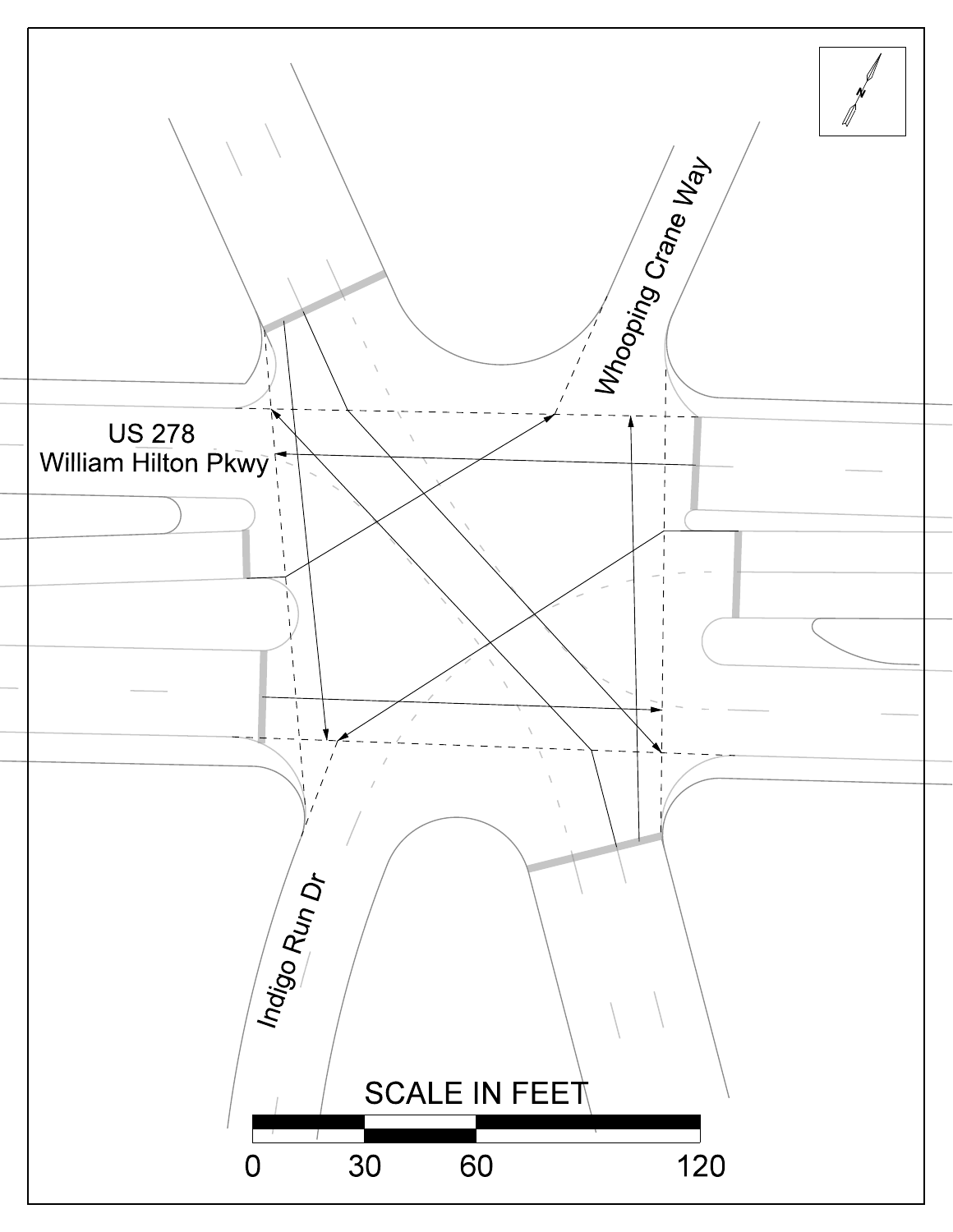Whooping Crane Way

US 278
William Hilton Pkwy

Indigo Run Dr

SCALE IN FEET

0 30 60 120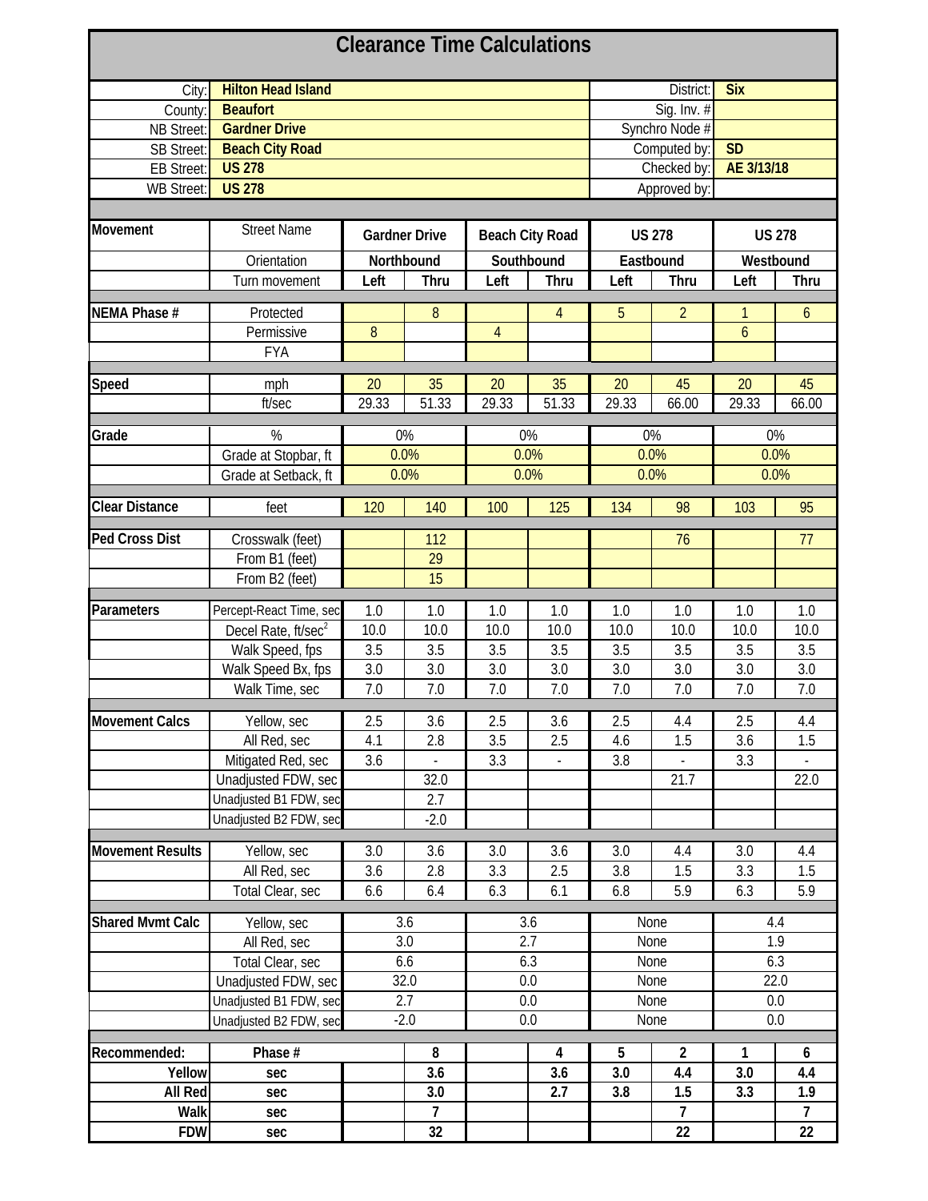# Clearance Time Calculations

| | | | |
|---|---|---|---|
| City: | Hilton Head Island | District: | Six |
| County: | Beaufort | Sig. Inv. # | |
| NB Street: | Gardner Drive | Synchro Node # | |
| SB Street: | Beach City Road | Computed by: | SD |
| EB Street: | US 278 | Checked by: | AE 3/13/18 |
| WB Street: | US 278 | Approved by: | |

| Movement | Street Name | Gardner Drive | | Beach City Road | | US 278 | | US 278 | |
|---|---|---|---|---|---|---|---|---|---|
| | Orientation | Northbound | | Southbound | | Eastbound | | Westbound | |
| | Turn movement | Left | Thru | Left | Thru | Left | Thru | Left | Thru |
| **NEMA Phase #** | Protected | | 8 | | 4 | 5 | 2 | 1 | 6 |
| | Permissive | 8 | | 4 | | | | 6 | |
| | FYA | | | | | | | | |
| **Speed** | mph | 20 | 35 | 20 | 35 | 20 | 45 | 20 | 45 |
| | ft/sec | 29.33 | 51.33 | 29.33 | 51.33 | 29.33 | 66.00 | 29.33 | 66.00 |
| **Grade** | % | 0% | | 0% | | 0% | | 0% | |
| | Grade at Stopbar, ft | 0.0% | | 0.0% | | 0.0% | | 0.0% | |
| | Grade at Setback, ft | 0.0% | | 0.0% | | 0.0% | | 0.0% | |
| **Clear Distance** | feet | 120 | 140 | 100 | 125 | 134 | 98 | 103 | 95 |
| **Ped Cross Dist** | Crosswalk (feet) | | 112 | | | | 76 | | 77 |
| | From B1 (feet) | | 29 | | | | | | |
| | From B2 (feet) | | 15 | | | | | | |
| **Parameters** | Percept-React Time, sec | 1.0 | 1.0 | 1.0 | 1.0 | 1.0 | 1.0 | 1.0 | 1.0 |
| | Decel Rate, ft/sec$^2$ | 10.0 | 10.0 | 10.0 | 10.0 | 10.0 | 10.0 | 10.0 | 10.0 |
| | Walk Speed, fps | 3.5 | 3.5 | 3.5 | 3.5 | 3.5 | 3.5 | 3.5 | 3.5 |
| | Walk Speed Bx, fps | 3.0 | 3.0 | 3.0 | 3.0 | 3.0 | 3.0 | 3.0 | 3.0 |
| | Walk Time, sec | 7.0 | 7.0 | 7.0 | 7.0 | 7.0 | 7.0 | 7.0 | 7.0 |
| **Movement Calcs** | Yellow, sec | 2.5 | 3.6 | 2.5 | 3.6 | 2.5 | 4.4 | 2.5 | 4.4 |
| | All Red, sec | 4.1 | 2.8 | 3.5 | 2.5 | 4.6 | 1.5 | 3.6 | 1.5 |
| | Mitigated Red, sec | 3.6 | - | 3.3 | - | 3.8 | - | 3.3 | - |
| | Unadjusted FDW, sec | | 32.0 | | | | 21.7 | | 22.0 |
| | Unadjusted B1 FDW, sec | | 2.7 | | | | | | |
| | Unadjusted B2 FDW, sec | | -2.0 | | | | | | |
| **Movement Results** | Yellow, sec | 3.0 | 3.6 | 3.0 | 3.6 | 3.0 | 4.4 | 3.0 | 4.4 |
| | All Red, sec | 3.6 | 2.8 | 3.3 | 2.5 | 3.8 | 1.5 | 3.3 | 1.5 |
| | Total Clear, sec | 6.6 | 6.4 | 6.3 | 6.1 | 6.8 | 5.9 | 6.3 | 5.9 |
| **Shared Mvmt Calc** | Yellow, sec | 3.6 | | 3.6 | | None | | 4.4 | |
| | All Red, sec | 3.0 | | 2.7 | | None | | 1.9 | |
| | Total Clear, sec | 6.6 | | 6.3 | | None | | 6.3 | |
| | Unadjusted FDW, sec | 32.0 | | 0.0 | | None | | 22.0 | |
| | Unadjusted B1 FDW, sec | 2.7 | | 0.0 | | None | | 0.0 | |
| | Unadjusted B2 FDW, sec | -2.0 | | 0.0 | | None | | 0.0 | |
| **Recommended:** | **Phase #** | | **8** | | **4** | **5** | **2** | **1** | **6** |
| **Yellow** | **sec** | | **3.6** | | **3.6** | **3.0** | **4.4** | **3.0** | **4.4** |
| **All Red** | **sec** | | **3.0** | | **2.7** | **3.8** | **1.5** | **3.3** | **1.9** |
| **Walk** | **sec** | | **7** | | | | **7** | | **7** |
| **FDW** | **sec** | | **32** | | | | **22** | | **22** |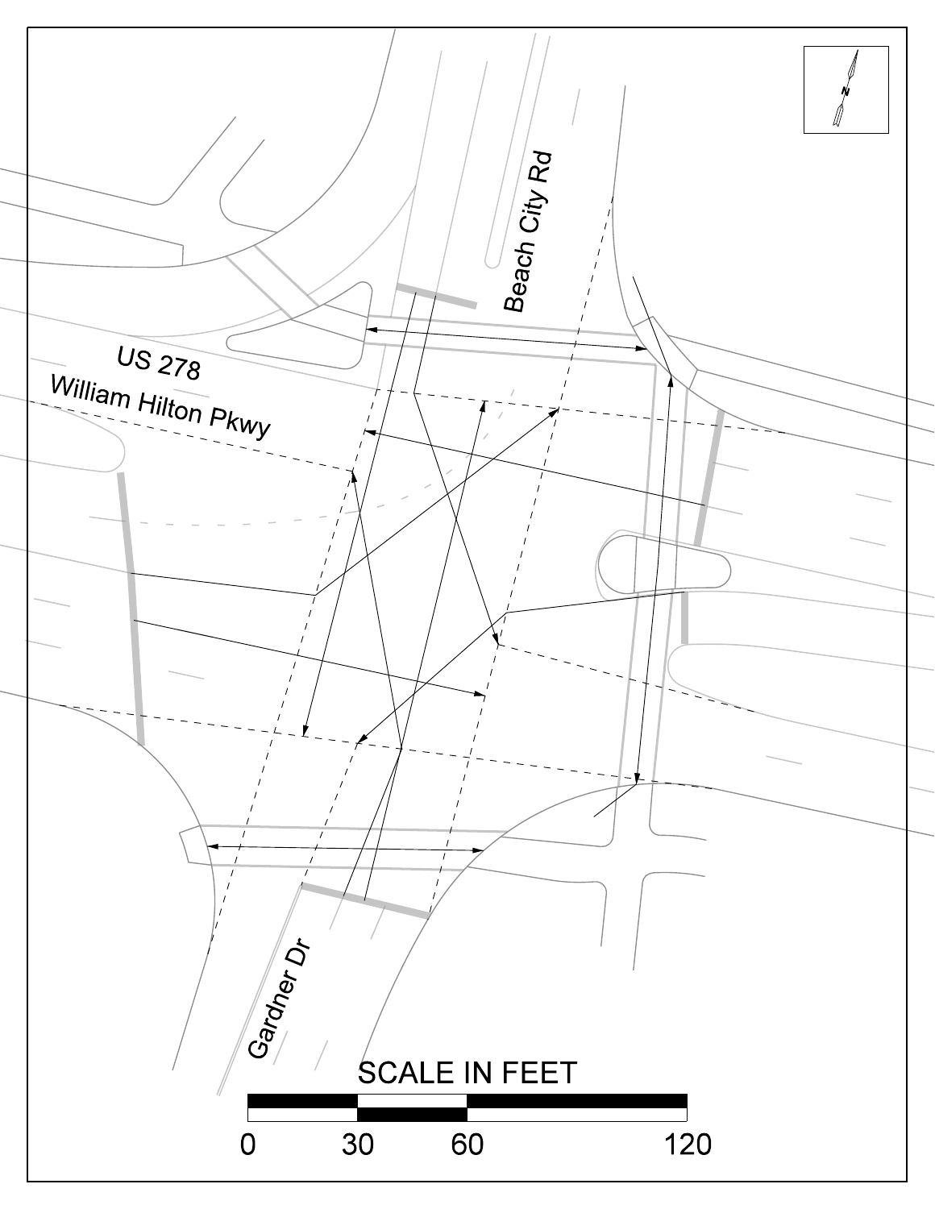Beach City Rd

US 278
William Hilton Pkwy

Gardner Dr

N

SCALE IN FEET

0 30 60 120